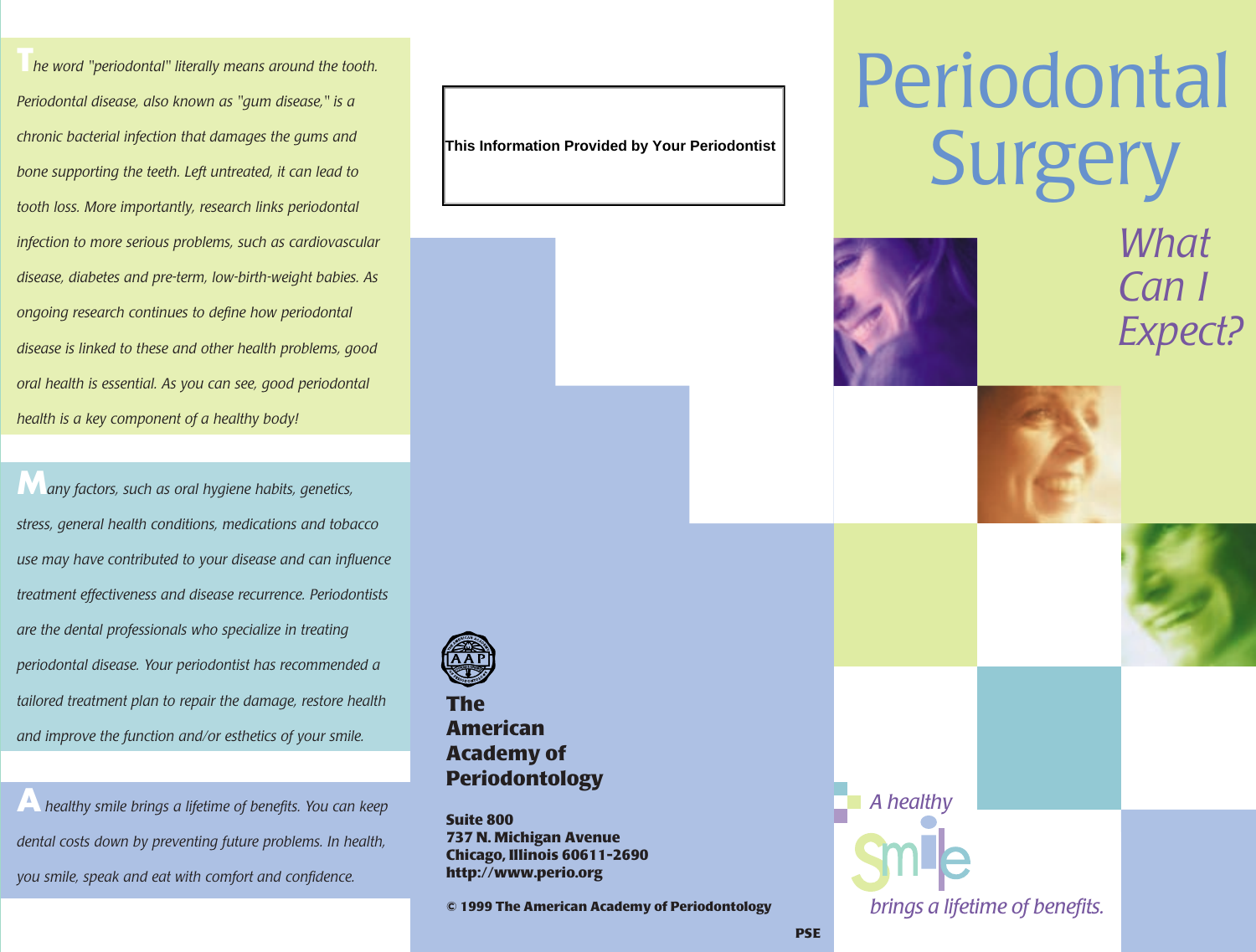# Periodontal Surgery

## *What Can I Expect?*

*The word "periodontal" literally means around the tooth. Periodontal disease, also known as "gum disease," is a chronic bacterial infection that damages the gums and bone supporting the teeth. Left untreated, it can lead to tooth loss. More importantly, research links periodontal infection to more serious problems, such as cardiovascular disease, diabetes and pre-term, low-birth-weight babies. As ongoing research continues to define how periodontal disease is linked to these and other health problems, good oral health is essential. As you can see, good periodontal health is a key component of a healthy body!*

*Many factors, such as oral hygiene habits, genetics, stress, general health conditions, medications and tobacco use may have contributed to your disease and can influence treatment effectiveness and disease recurrence. Periodontists are the dental professionals who specialize in treating periodontal disease. Your periodontist has recommended a tailored treatment plan to repair the damage, restore health and improve the function and/or esthetics of your smile.*

*A healthy smile brings a lifetime of benefits. You can keep dental costs down by preventing future problems. In health, you smile, speak and eat with comfort and confidence.*

**This Information Provided by Your Periodontist**

**The American Academy of Periodontology**

**Suite 800**
**737 N. Michigan Avenue**
**Chicago, Illinois 60611-2690**
**http://www.perio.org**

**© 1999 The American Academy of Periodontology**

**PSE**

*A healthy Smile brings a lifetime of benefits.*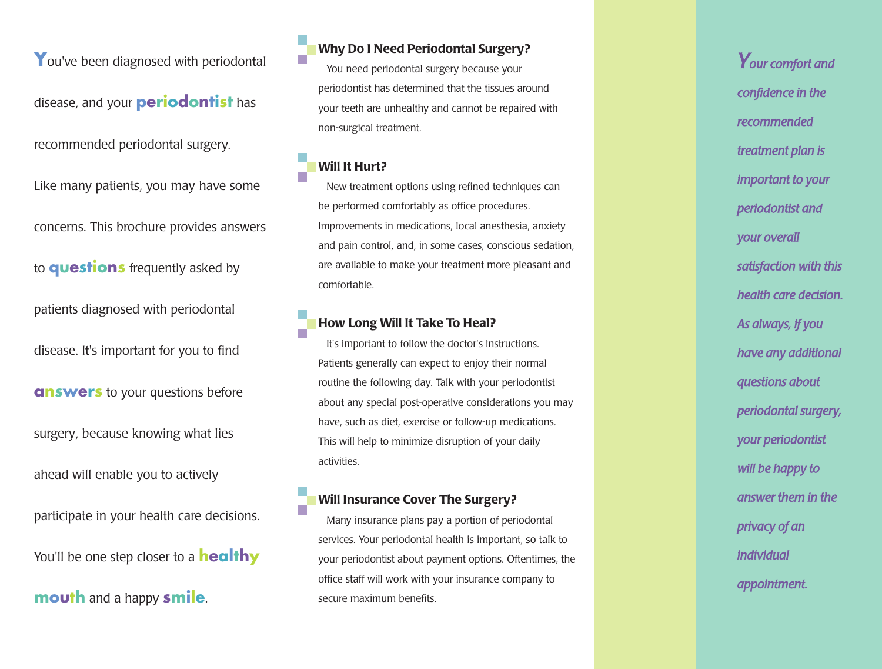You've been diagnosed with periodontal disease, and your **periodontist** has recommended periodontal surgery. Like many patients, you may have some concerns. This brochure provides answers to **questions** frequently asked by patients diagnosed with periodontal disease. It's important for you to find **answers** to your questions before surgery, because knowing what lies ahead will enable you to actively participate in your health care decisions. You'll be one step closer to a **healthy mouth** and a happy **smile**.

### Why Do I Need Periodontal Surgery?

You need periodontal surgery because your periodontist has determined that the tissues around your teeth are unhealthy and cannot be repaired with non-surgical treatment.

### Will It Hurt?

New treatment options using refined techniques can be performed comfortably as office procedures. Improvements in medications, local anesthesia, anxiety and pain control, and, in some cases, conscious sedation, are available to make your treatment more pleasant and comfortable.

### How Long Will It Take To Heal?

It's important to follow the doctor's instructions. Patients generally can expect to enjoy their normal routine the following day. Talk with your periodontist about any special post-operative considerations you may have, such as diet, exercise or follow-up medications. This will help to minimize disruption of your daily activities.

### Will Insurance Cover The Surgery?

Many insurance plans pay a portion of periodontal services. Your periodontal health is important, so talk to your periodontist about payment options. Oftentimes, the office staff will work with your insurance company to secure maximum benefits.

*Your comfort and confidence in the recommended treatment plan is important to your periodontist and your overall satisfaction with this health care decision. As always, if you have any additional questions about periodontal surgery, your periodontist will be happy to answer them in the privacy of an individual appointment.*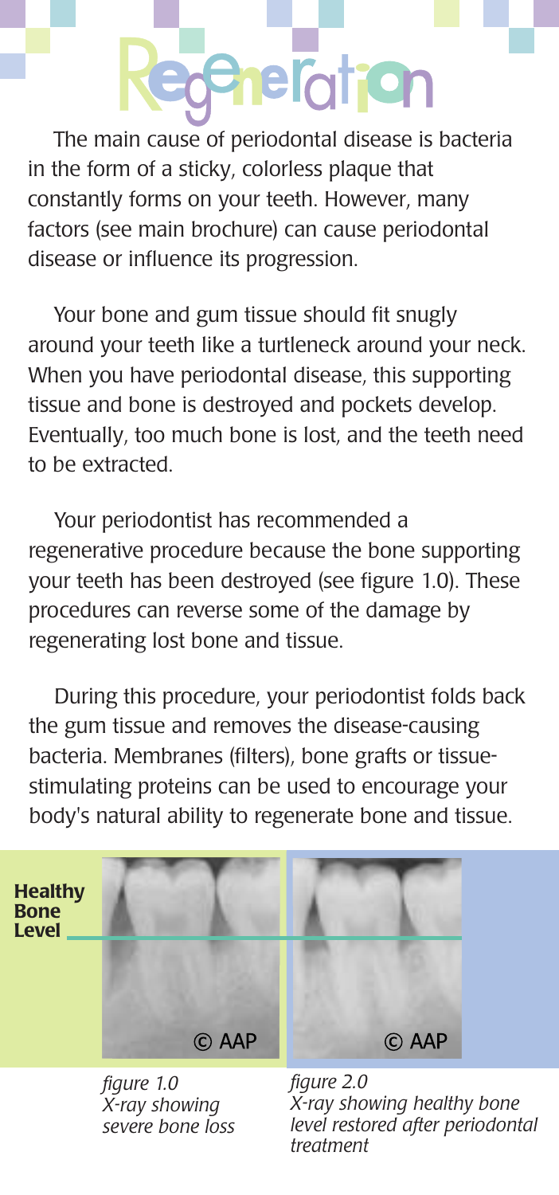# Regeneration

The main cause of periodontal disease is bacteria in the form of a sticky, colorless plaque that constantly forms on your teeth. However, many factors (see main brochure) can cause periodontal disease or influence its progression.

Your bone and gum tissue should fit snugly around your teeth like a turtleneck around your neck. When you have periodontal disease, this supporting tissue and bone is destroyed and pockets develop. Eventually, too much bone is lost, and the teeth need to be extracted.

Your periodontist has recommended a regenerative procedure because the bone supporting your teeth has been destroyed (see figure 1.0). These procedures can reverse some of the damage by regenerating lost bone and tissue.

During this procedure, your periodontist folds back the gum tissue and removes the disease-causing bacteria. Membranes (filters), bone grafts or tissue-stimulating proteins can be used to encourage your body's natural ability to regenerate bone and tissue.

**Healthy Bone Level**

© AAP

*figure 1.0*
*X-ray showing severe bone loss*

© AAP

*figure 2.0*
*X-ray showing healthy bone level restored after periodontal treatment*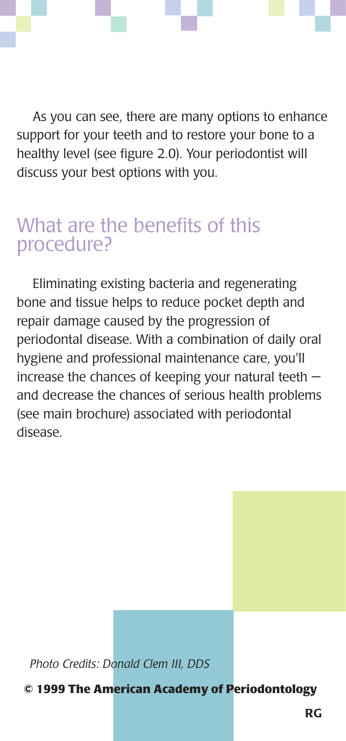As you can see, there are many options to enhance support for your teeth and to restore your bone to a healthy level (see figure 2.0). Your periodontist will discuss your best options with you.

## What are the benefits of this procedure?

Eliminating existing bacteria and regenerating bone and tissue helps to reduce pocket depth and repair damage caused by the progression of periodontal disease. With a combination of daily oral hygiene and professional maintenance care, you'll increase the chances of keeping your natural teeth — and decrease the chances of serious health problems (see main brochure) associated with periodontal disease.

*Photo Credits: Donald Clem III, DDS*

**© 1999 The American Academy of Periodontology**

**RG**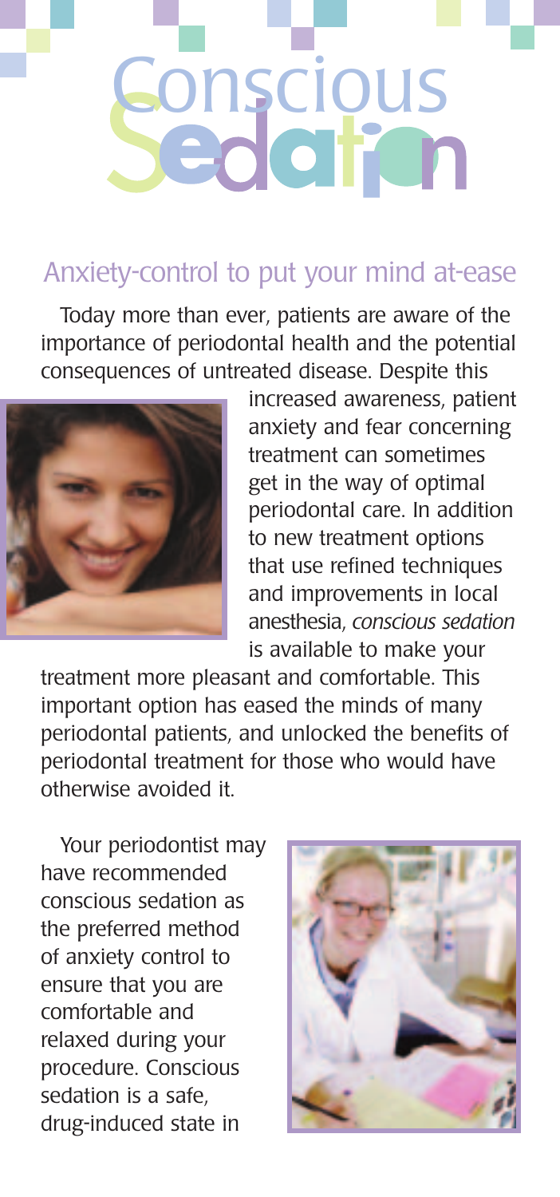# Conscious Sedation

## Anxiety-control to put your mind at-ease

Today more than ever, patients are aware of the importance of periodontal health and the potential consequences of untreated disease. Despite this increased awareness, patient anxiety and fear concerning treatment can sometimes get in the way of optimal periodontal care. In addition to new treatment options that use refined techniques and improvements in local anesthesia, *conscious sedation* is available to make your treatment more pleasant and comfortable. This important option has eased the minds of many periodontal patients, and unlocked the benefits of periodontal treatment for those who would have otherwise avoided it.

Your periodontist may have recommended conscious sedation as the preferred method of anxiety control to ensure that you are comfortable and relaxed during your procedure. Conscious sedation is a safe, drug-induced state in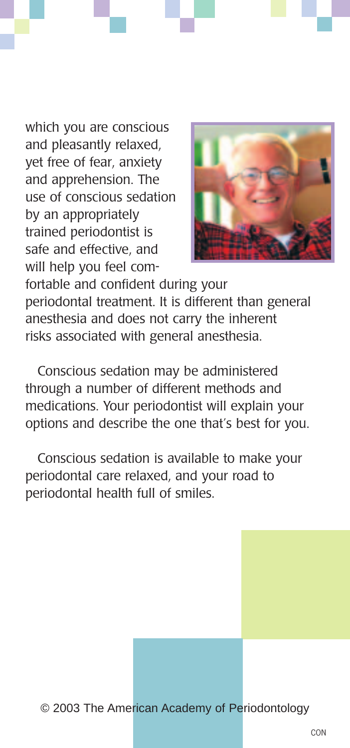which you are conscious and pleasantly relaxed, yet free of fear, anxiety and apprehension. The use of conscious sedation by an appropriately trained periodontist is safe and effective, and will help you feel comfortable and confident during your periodontal treatment. It is different than general anesthesia and does not carry the inherent risks associated with general anesthesia.

Conscious sedation may be administered through a number of different methods and medications. Your periodontist will explain your options and describe the one that's best for you.

Conscious sedation is available to make your periodontal care relaxed, and your road to periodontal health full of smiles.

© 2003 The American Academy of Periodontology

CON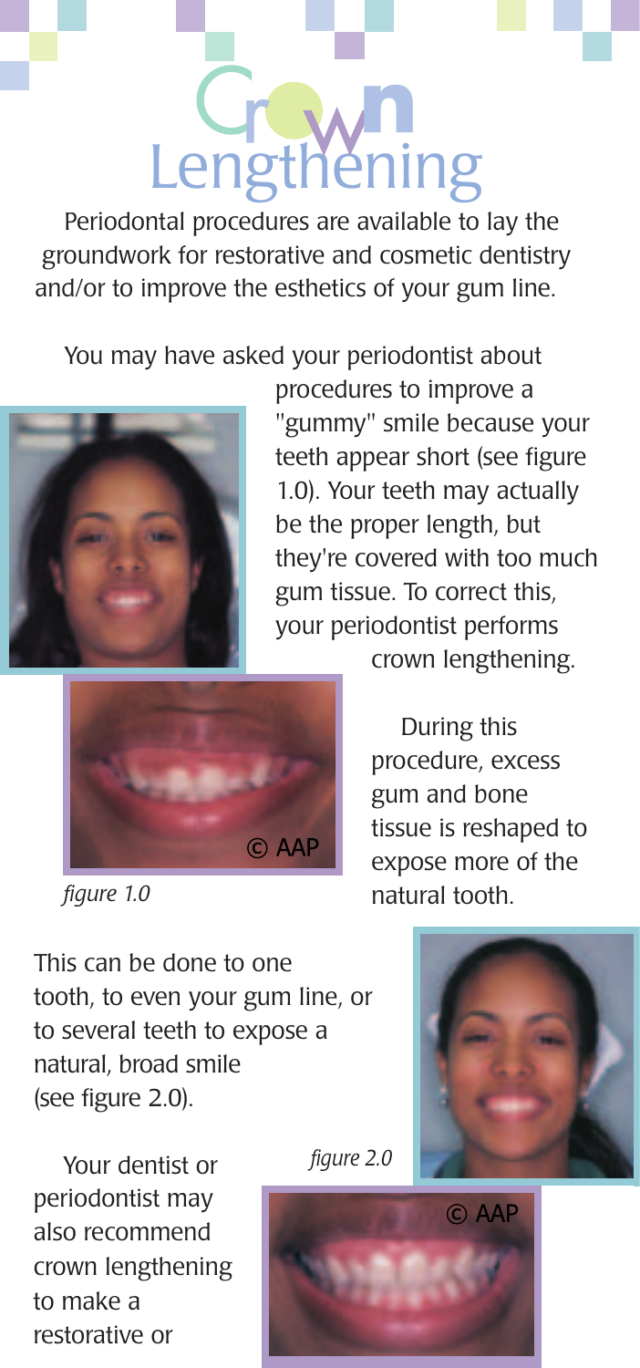# Crown Lengthening

Periodontal procedures are available to lay the groundwork for restorative and cosmetic dentistry and/or to improve the esthetics of your gum line.

You may have asked your periodontist about procedures to improve a "gummy" smile because your teeth appear short (see figure 1.0). Your teeth may actually be the proper length, but they're covered with too much gum tissue. To correct this, your periodontist performs crown lengthening.

© AAP

*figure 1.0*

During this procedure, excess gum and bone tissue is reshaped to expose more of the natural tooth.

This can be done to one tooth, to even your gum line, or to several teeth to expose a natural, broad smile (see figure 2.0).

*figure 2.0*

© AAP

Your dentist or periodontist may also recommend crown lengthening to make a restorative or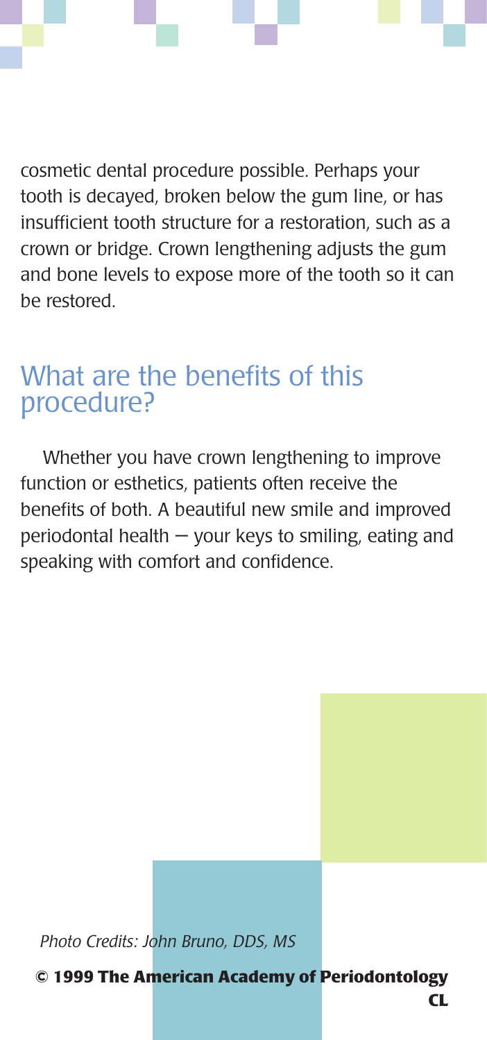cosmetic dental procedure possible. Perhaps your tooth is decayed, broken below the gum line, or has insufficient tooth structure for a restoration, such as a crown or bridge. Crown lengthening adjusts the gum and bone levels to expose more of the tooth so it can be restored.

## What are the benefits of this procedure?

Whether you have crown lengthening to improve function or esthetics, patients often receive the benefits of both. A beautiful new smile and improved periodontal health — your keys to smiling, eating and speaking with comfort and confidence.

*Photo Credits: John Bruno, DDS, MS*

**© 1999 The American Academy of Periodontology**

**CL**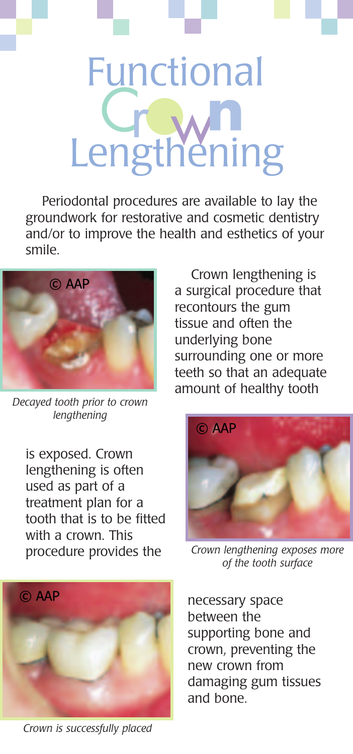# Functional Crown Lengthening

Periodontal procedures are available to lay the groundwork for restorative and cosmetic dentistry and/or to improve the health and esthetics of your smile.

*Decayed tooth prior to crown lengthening*

Crown lengthening is a surgical procedure that recontours the gum tissue and often the underlying bone surrounding one or more teeth so that an adequate amount of healthy tooth is exposed. Crown lengthening is often used as part of a treatment plan for a tooth that is to be fitted with a crown. This procedure provides the necessary space between the supporting bone and crown, preventing the new crown from damaging gum tissues and bone.

*Crown lengthening exposes more of the tooth surface*

*Crown is successfully placed*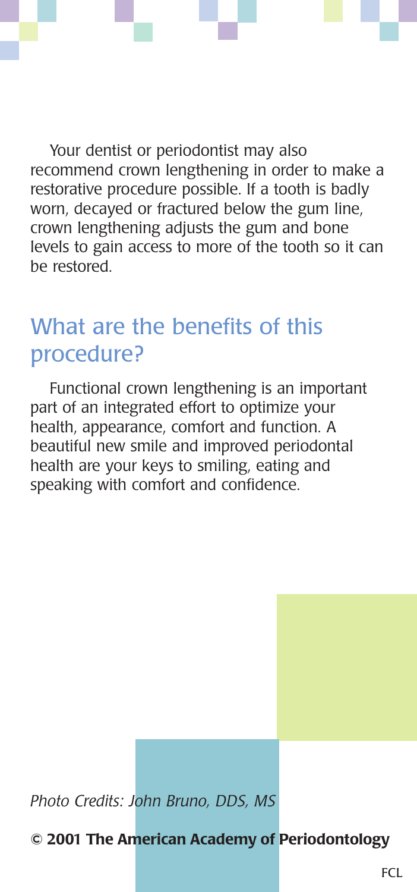Your dentist or periodontist may also recommend crown lengthening in order to make a restorative procedure possible. If a tooth is badly worn, decayed or fractured below the gum line, crown lengthening adjusts the gum and bone levels to gain access to more of the tooth so it can be restored.

## What are the benefits of this procedure?

Functional crown lengthening is an important part of an integrated effort to optimize your health, appearance, comfort and function. A beautiful new smile and improved periodontal health are your keys to smiling, eating and speaking with comfort and confidence.

*Photo Credits: John Bruno, DDS, MS*

**© 2001 The American Academy of Periodontology**

FCL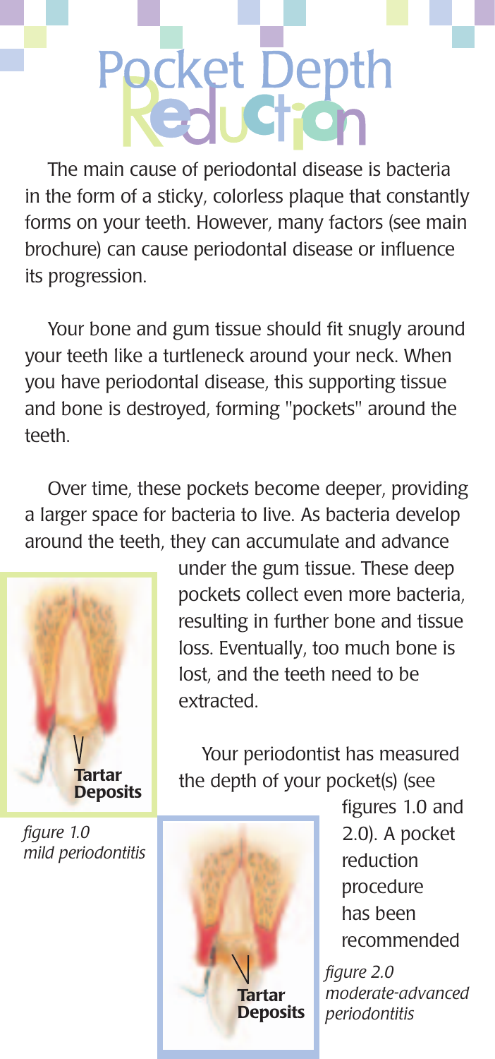# Pocket Depth Reduction

The main cause of periodontal disease is bacteria in the form of a sticky, colorless plaque that constantly forms on your teeth. However, many factors (see main brochure) can cause periodontal disease or influence its progression.

Your bone and gum tissue should fit snugly around your teeth like a turtleneck around your neck. When you have periodontal disease, this supporting tissue and bone is destroyed, forming "pockets" around the teeth.

Over time, these pockets become deeper, providing a larger space for bacteria to live. As bacteria develop around the teeth, they can accumulate and advance under the gum tissue. These deep pockets collect even more bacteria, resulting in further bone and tissue loss. Eventually, too much bone is lost, and the teeth need to be extracted.

Your periodontist has measured the depth of your pocket(s) (see figures 1.0 and 2.0). A pocket reduction procedure has been recommended

**Tartar Deposits**

*figure 1.0 mild periodontitis*

**Tartar Deposits**

*figure 2.0 moderate-advanced periodontitis*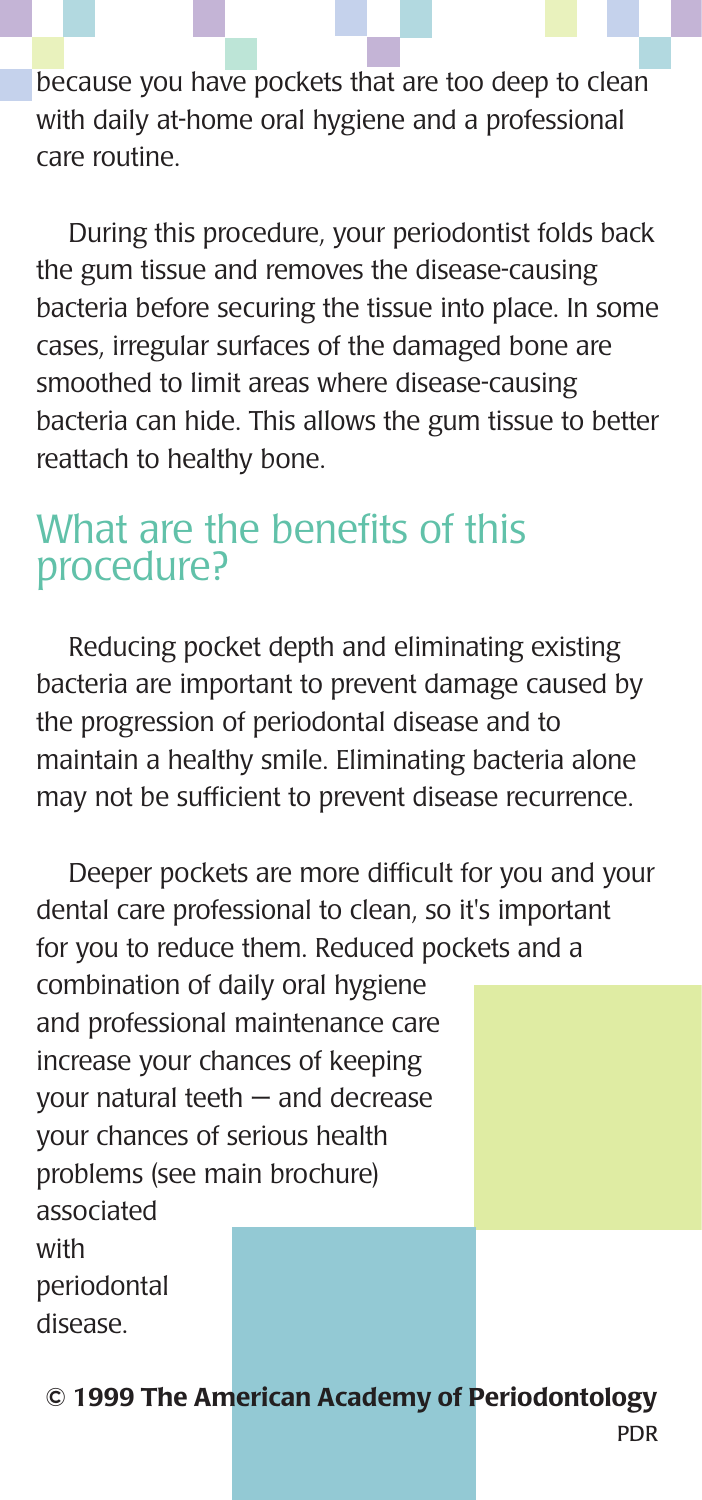because you have pockets that are too deep to clean with daily at-home oral hygiene and a professional care routine.

During this procedure, your periodontist folds back the gum tissue and removes the disease-causing bacteria before securing the tissue into place. In some cases, irregular surfaces of the damaged bone are smoothed to limit areas where disease-causing bacteria can hide. This allows the gum tissue to better reattach to healthy bone.

## What are the benefits of this procedure?

Reducing pocket depth and eliminating existing bacteria are important to prevent damage caused by the progression of periodontal disease and to maintain a healthy smile. Eliminating bacteria alone may not be sufficient to prevent disease recurrence.

Deeper pockets are more difficult for you and your dental care professional to clean, so it's important for you to reduce them. Reduced pockets and a combination of daily oral hygiene and professional maintenance care increase your chances of keeping your natural teeth — and decrease your chances of serious health problems (see main brochure) associated with periodontal disease.

**© 1999 The American Academy of Periodontology**

PDR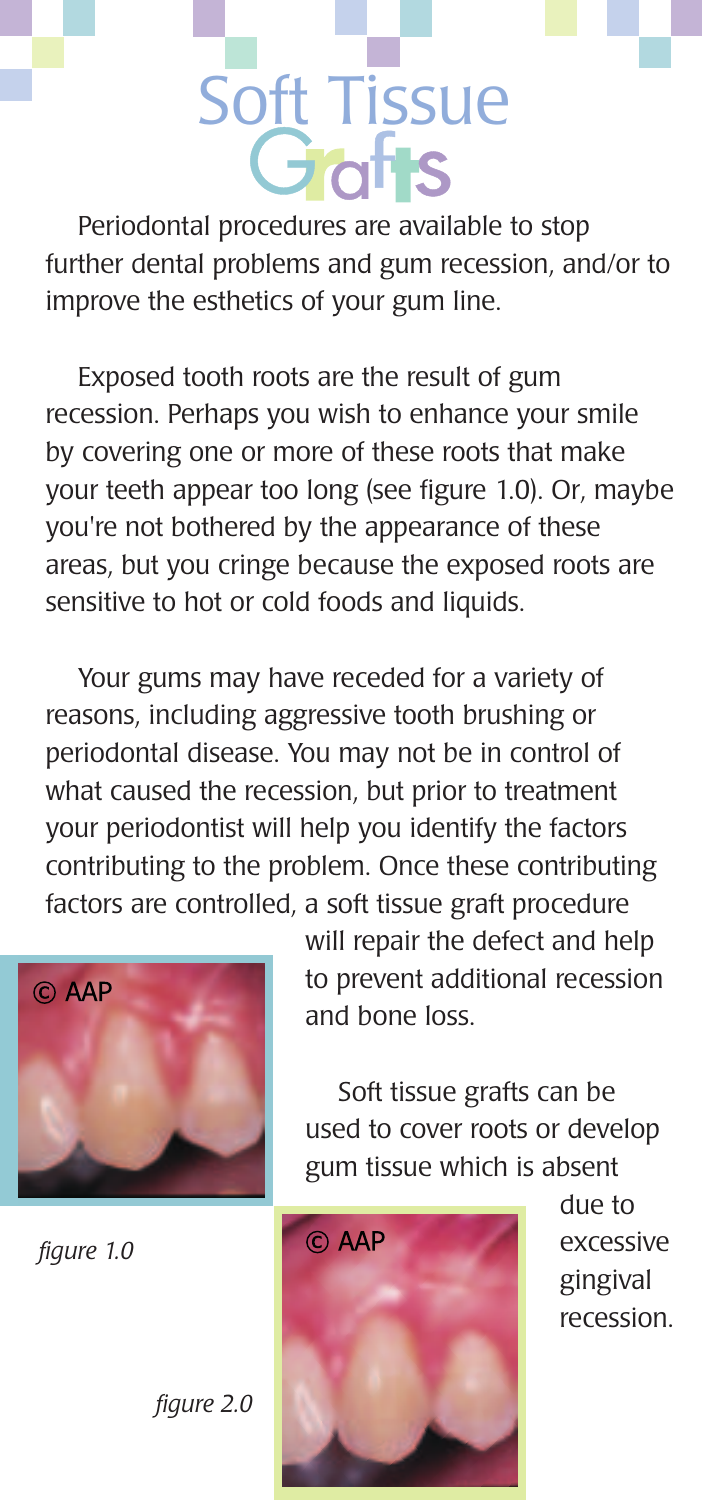# Soft Tissue Grafts

Periodontal procedures are available to stop further dental problems and gum recession, and/or to improve the esthetics of your gum line.

Exposed tooth roots are the result of gum recession. Perhaps you wish to enhance your smile by covering one or more of these roots that make your teeth appear too long (see figure 1.0). Or, maybe you're not bothered by the appearance of these areas, but you cringe because the exposed roots are sensitive to hot or cold foods and liquids.

Your gums may have receded for a variety of reasons, including aggressive tooth brushing or periodontal disease. You may not be in control of what caused the recession, but prior to treatment your periodontist will help you identify the factors contributing to the problem. Once these contributing factors are controlled, a soft tissue graft procedure will repair the defect and help to prevent additional recession and bone loss.

Soft tissue grafts can be used to cover roots or develop gum tissue which is absent due to excessive gingival recession.

© AAP

*figure 1.0*

© AAP

*figure 2.0*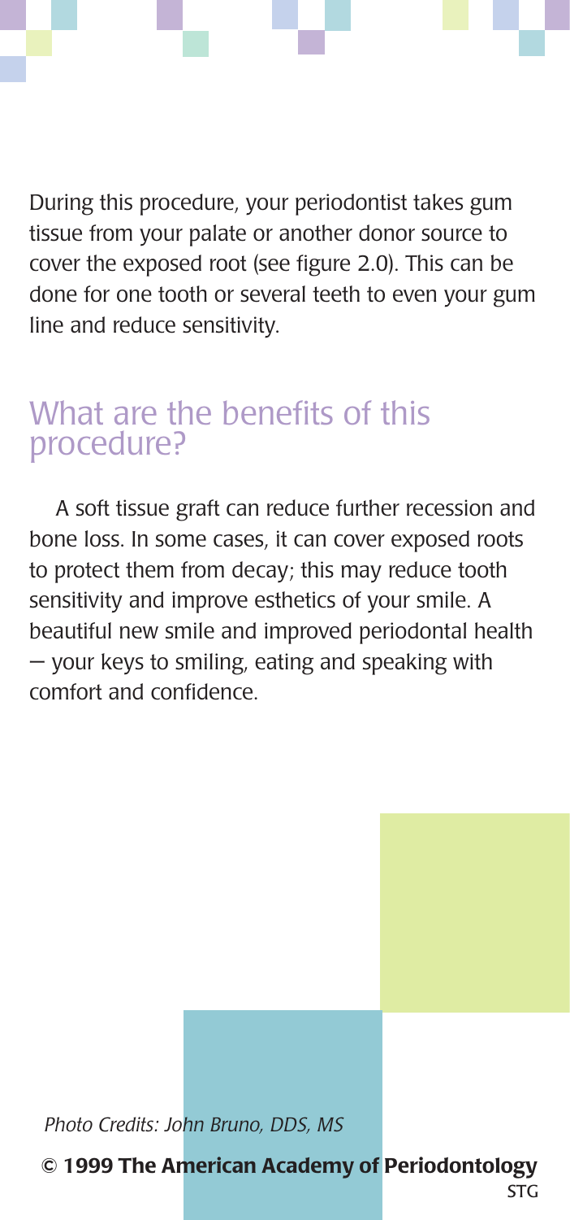During this procedure, your periodontist takes gum tissue from your palate or another donor source to cover the exposed root (see figure 2.0). This can be done for one tooth or several teeth to even your gum line and reduce sensitivity.

## What are the benefits of this procedure?

A soft tissue graft can reduce further recession and bone loss. In some cases, it can cover exposed roots to protect them from decay; this may reduce tooth sensitivity and improve esthetics of your smile. A beautiful new smile and improved periodontal health — your keys to smiling, eating and speaking with comfort and confidence.

*Photo Credits: John Bruno, DDS, MS*

**© 1999 The American Academy of Periodontology**

STG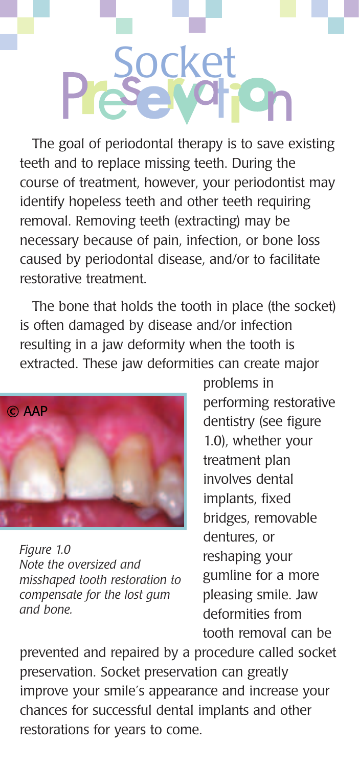# Socket Preservation

The goal of periodontal therapy is to save existing teeth and to replace missing teeth. During the course of treatment, however, your periodontist may identify hopeless teeth and other teeth requiring removal. Removing teeth (extracting) may be necessary because of pain, infection, or bone loss caused by periodontal disease, and/or to facilitate restorative treatment.

The bone that holds the tooth in place (the socket) is often damaged by disease and/or infection resulting in a jaw deformity when the tooth is extracted. These jaw deformities can create major problems in performing restorative dentistry (see figure 1.0), whether your treatment plan involves dental implants, fixed bridges, removable dentures, or reshaping your gumline for a more pleasing smile. Jaw deformities from tooth removal can be prevented and repaired by a procedure called socket preservation. Socket preservation can greatly improve your smile's appearance and increase your chances for successful dental implants and other restorations for years to come.

© AAP

*Figure 1.0*
*Note the oversized and misshaped tooth restoration to compensate for the lost gum and bone.*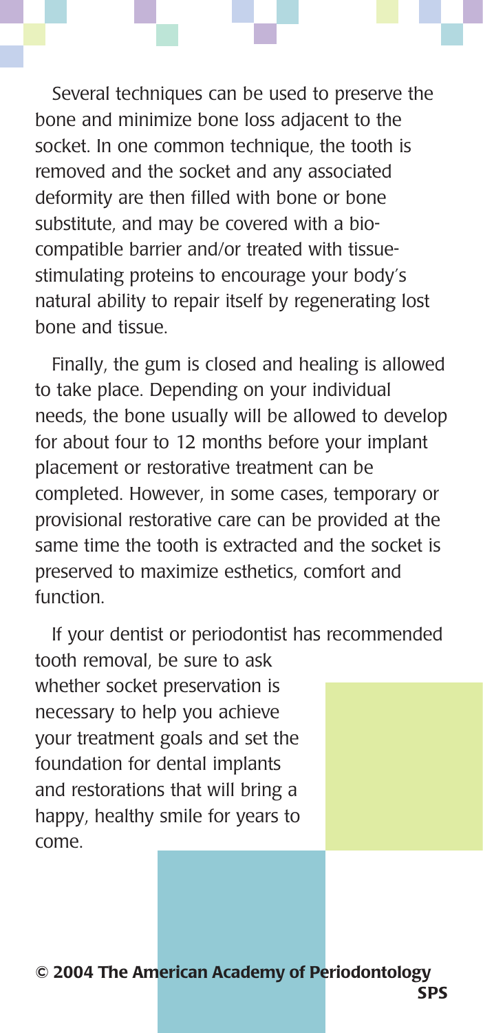Several techniques can be used to preserve the bone and minimize bone loss adjacent to the socket. In one common technique, the tooth is removed and the socket and any associated deformity are then filled with bone or bone substitute, and may be covered with a bio-compatible barrier and/or treated with tissue-stimulating proteins to encourage your body's natural ability to repair itself by regenerating lost bone and tissue.

Finally, the gum is closed and healing is allowed to take place. Depending on your individual needs, the bone usually will be allowed to develop for about four to 12 months before your implant placement or restorative treatment can be completed. However, in some cases, temporary or provisional restorative care can be provided at the same time the tooth is extracted and the socket is preserved to maximize esthetics, comfort and function.

If your dentist or periodontist has recommended tooth removal, be sure to ask whether socket preservation is necessary to help you achieve your treatment goals and set the foundation for dental implants and restorations that will bring a happy, healthy smile for years to come.

**© 2004 The American Academy of Periodontology**

**SPS**